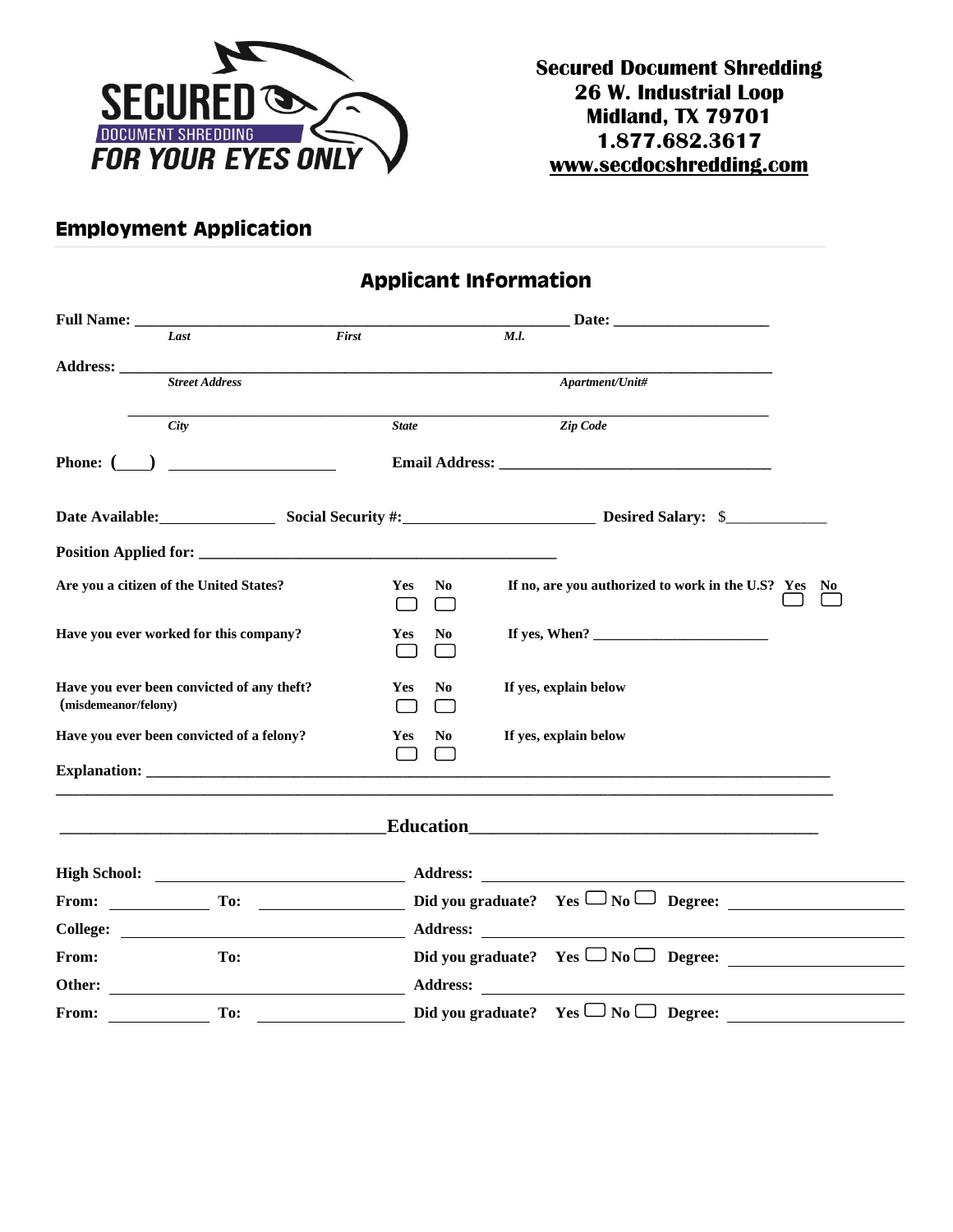SECURED DOCUMENT SHREDDING
FOR YOUR EYES ONLY

**Secured Document Shredding**
**26 W. Industrial Loop**
**Midland, TX 79701**
**1.877.682.3617**
**www.secdocshredding.com**

# Employment Application

## Applicant Information

**Full Name:** ______________________________________________ **Date:** ____________________
*Last* *First* *M.I.*

**Address:** ______________________________________________________________________
*Street Address* *Apartment/Unit#*

______________________________________________________________________
*City* *State* *Zip Code*

**Phone: (___)** ____________________ **Email Address:** __________________________________

**Date Available:** ______________ **Social Security #:** ______________________ **Desired Salary:** $____________

**Position Applied for:** __________________________________________

| | | | | | |
|---|---|---|---|---|---|
| **Are you a citizen of the United States?** | **Yes** ☐ | **No** ☐ | **If no, are you authorized to work in the U.S?** | **Yes** ☐ | **No** ☐ |
| **Have you ever worked for this company?** | **Yes** ☐ | **No** ☐ | **If yes, When?** ______________________ | | |
| **Have you ever been convicted of any theft? (misdemeanor/felony)** | **Yes** ☐ | **No** ☐ | **If yes, explain below** | | |
| **Have you ever been convicted of a felony?** | **Yes** ☐ | **No** ☐ | **If yes, explain below** | | |

**Explanation:** ______________________________________________________________________

______________________________________________________________________________________

## Education

| | | | |
|---|---|---|---|
| **High School:** ____________________ | | **Address:** ____________________ | |
| **From:** __________ | **To:** __________ | **Did you graduate?** **Yes** ☐ **No** ☐ | **Degree:** __________ |
| **College:** ____________________ | | **Address:** ____________________ | |
| **From:** | **To:** | **Did you graduate?** **Yes** ☐ **No** ☐ | **Degree:** __________ |
| **Other:** ____________________ | | **Address:** ____________________ | |
| **From:** __________ | **To:** __________ | **Did you graduate?** **Yes** ☐ **No** ☐ | **Degree:** __________ |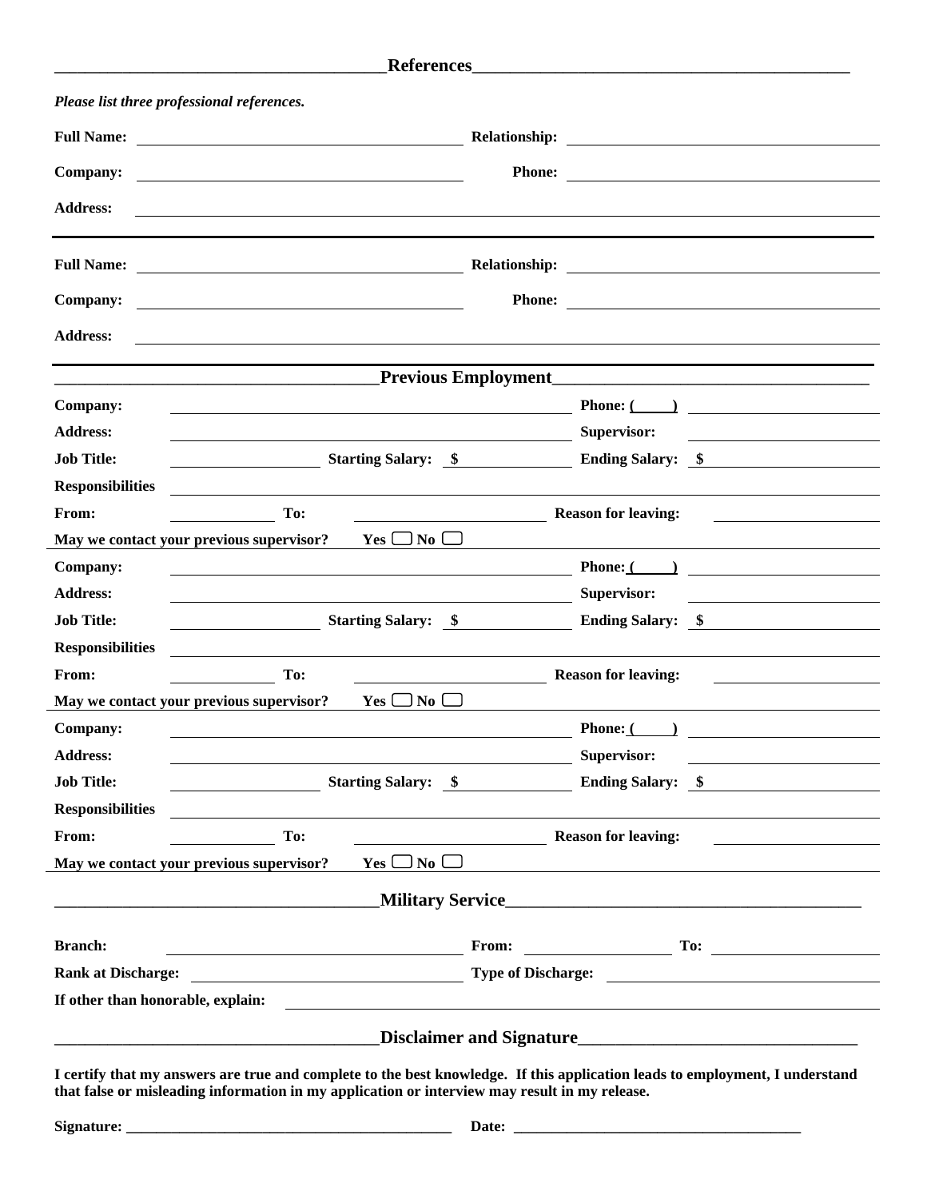## References

*Please list three professional references.*

**Full Name:** ______________________ **Relationship:** ______________________

**Company:** ______________________ **Phone:** ______________________

**Address:** ______________________________________________

---

**Full Name:** ______________________ **Relationship:** ______________________

**Company:** ______________________ **Phone:** ______________________

**Address:** ______________________________________________

---

## Previous Employment

**Company:** ______________________ **Phone:** (____) ______________

**Address:** ______________________ **Supervisor:** ______________

**Job Title:** ____________ **Starting Salary:** $__________ **Ending Salary:** $__________

**Responsibilities** ______________________________________________

**From:** ________ **To:** ________ **Reason for leaving:** ______________

**May we contact your previous supervisor?** **Yes** ☐ **No** ☐

**Company:** ______________________ **Phone:** (____) ______________

**Address:** ______________________ **Supervisor:** ______________

**Job Title:** ____________ **Starting Salary:** $__________ **Ending Salary:** $__________

**Responsibilities** ______________________________________________

**From:** ________ **To:** ________ **Reason for leaving:** ______________

**May we contact your previous supervisor?** **Yes** ☐ **No** ☐

**Company:** ______________________ **Phone:** (____) ______________

**Address:** ______________________ **Supervisor:** ______________

**Job Title:** ____________ **Starting Salary:** $__________ **Ending Salary:** $__________

**Responsibilities** ______________________________________________

**From:** ________ **To:** ________ **Reason for leaving:** ______________

**May we contact your previous supervisor?** **Yes** ☐ **No** ☐

## Military Service

**Branch:** ______________________ **From:** ____________ **To:** ____________

**Rank at Discharge:** ______________________ **Type of Discharge:** ______________________

**If other than honorable, explain:** ______________________________________________

## Disclaimer and Signature

**I certify that my answers are true and complete to the best knowledge. If this application leads to employment, I understand that false or misleading information in my application or interview may result in my release.**

**Signature:** ______________________ **Date:** ______________________